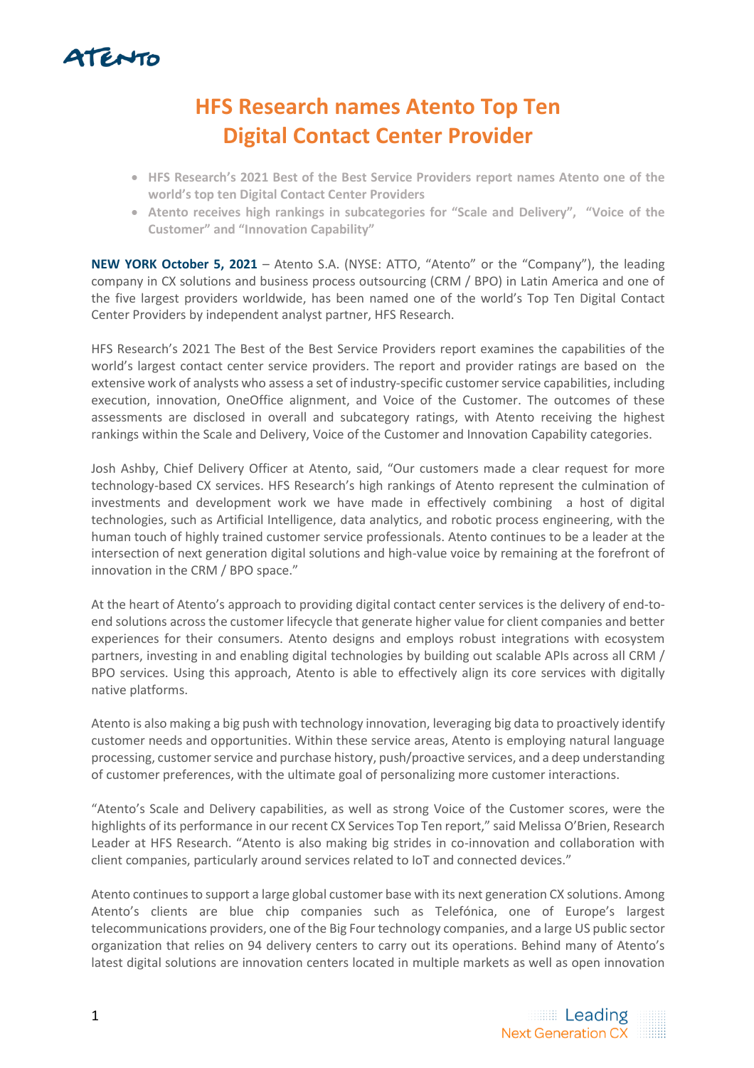# HFS Research names Atento Top Ten Digital Contact Center Provider

- **HFS Research's 2021 Best of the Best Service Providers report names Atento one of the world's top ten Digital Contact Center Providers**
- **Atento receives high rankings in subcategories for "Scale and Delivery", "Voice of the Customer" and "Innovation Capability"**

**NEW YORK October 5, 2021** – Atento S.A. (NYSE: ATTO, "Atento" or the "Company"), the leading company in CX solutions and business process outsourcing (CRM / BPO) in Latin America and one of the five largest providers worldwide, has been named one of the world's Top Ten Digital Contact Center Providers by independent analyst partner, HFS Research.

HFS Research's 2021 The Best of the Best Service Providers report examines the capabilities of the world's largest contact center service providers. The report and provider ratings are based on the extensive work of analysts who assess a set of industry-specific customer service capabilities, including execution, innovation, OneOffice alignment, and Voice of the Customer. The outcomes of these assessments are disclosed in overall and subcategory ratings, with Atento receiving the highest rankings within the Scale and Delivery, Voice of the Customer and Innovation Capability categories.

Josh Ashby, Chief Delivery Officer at Atento, said, "Our customers made a clear request for more technology-based CX services. HFS Research's high rankings of Atento represent the culmination of investments and development work we have made in effectively combining a host of digital technologies, such as Artificial Intelligence, data analytics, and robotic process engineering, with the human touch of highly trained customer service professionals. Atento continues to be a leader at the intersection of next generation digital solutions and high-value voice by remaining at the forefront of innovation in the CRM / BPO space."

At the heart of Atento's approach to providing digital contact center services is the delivery of end-to-end solutions across the customer lifecycle that generate higher value for client companies and better experiences for their consumers. Atento designs and employs robust integrations with ecosystem partners, investing in and enabling digital technologies by building out scalable APIs across all CRM / BPO services. Using this approach, Atento is able to effectively align its core services with digitally native platforms.

Atento is also making a big push with technology innovation, leveraging big data to proactively identify customer needs and opportunities. Within these service areas, Atento is employing natural language processing, customer service and purchase history, push/proactive services, and a deep understanding of customer preferences, with the ultimate goal of personalizing more customer interactions.

"Atento's Scale and Delivery capabilities, as well as strong Voice of the Customer scores, were the highlights of its performance in our recent CX Services Top Ten report," said Melissa O'Brien, Research Leader at HFS Research. "Atento is also making big strides in co-innovation and collaboration with client companies, particularly around services related to IoT and connected devices."

Atento continues to support a large global customer base with its next generation CX solutions. Among Atento's clients are blue chip companies such as Telefónica, one of Europe's largest telecommunications providers, one of the Big Four technology companies, and a large US public sector organization that relies on 94 delivery centers to carry out its operations. Behind many of Atento's latest digital solutions are innovation centers located in multiple markets as well as open innovation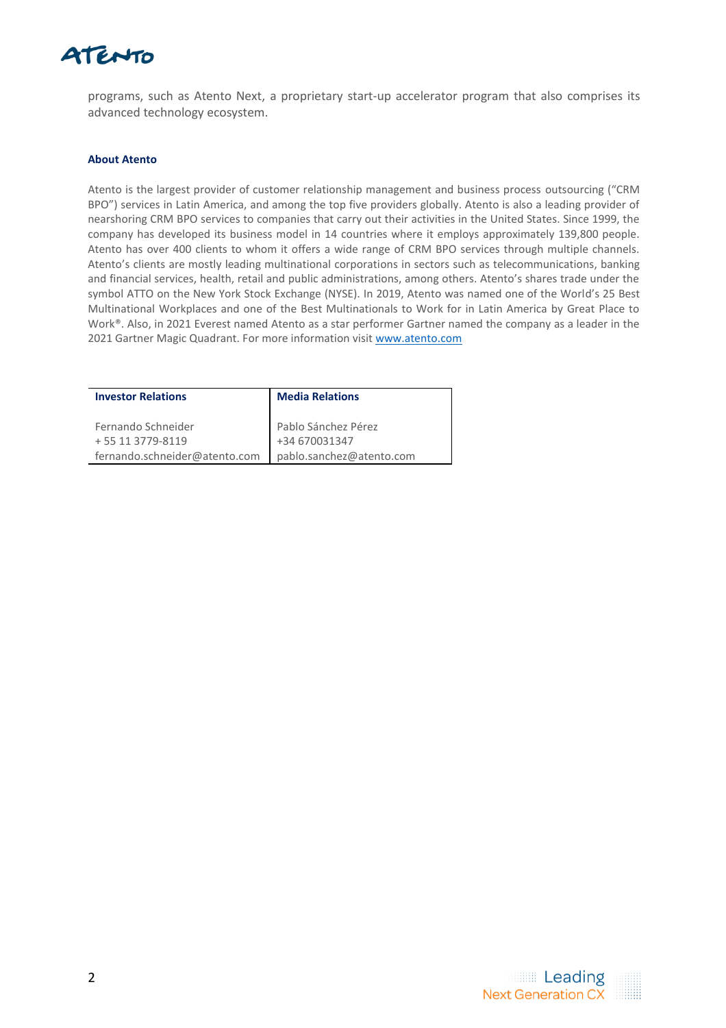programs, such as Atento Next, a proprietary start-up accelerator program that also comprises its advanced technology ecosystem.

**About Atento**

Atento is the largest provider of customer relationship management and business process outsourcing ("CRM BPO") services in Latin America, and among the top five providers globally. Atento is also a leading provider of nearshoring CRM BPO services to companies that carry out their activities in the United States. Since 1999, the company has developed its business model in 14 countries where it employs approximately 139,800 people. Atento has over 400 clients to whom it offers a wide range of CRM BPO services through multiple channels. Atento's clients are mostly leading multinational corporations in sectors such as telecommunications, banking and financial services, health, retail and public administrations, among others. Atento's shares trade under the symbol ATTO on the New York Stock Exchange (NYSE). In 2019, Atento was named one of the World's 25 Best Multinational Workplaces and one of the Best Multinationals to Work for in Latin America by Great Place to Work®. Also, in 2021 Everest named Atento as a star performer Gartner named the company as a leader in the 2021 Gartner Magic Quadrant. For more information visit [www.atento.com](www.atento.com)

| **Investor Relations** | **Media Relations** |
|---|---|
| Fernando Schneider<br>+ 55 11 3779-8119<br>fernando.schneider@atento.com | Pablo Sánchez Pérez<br>+34 670031347<br>pablo.sanchez@atento.com |